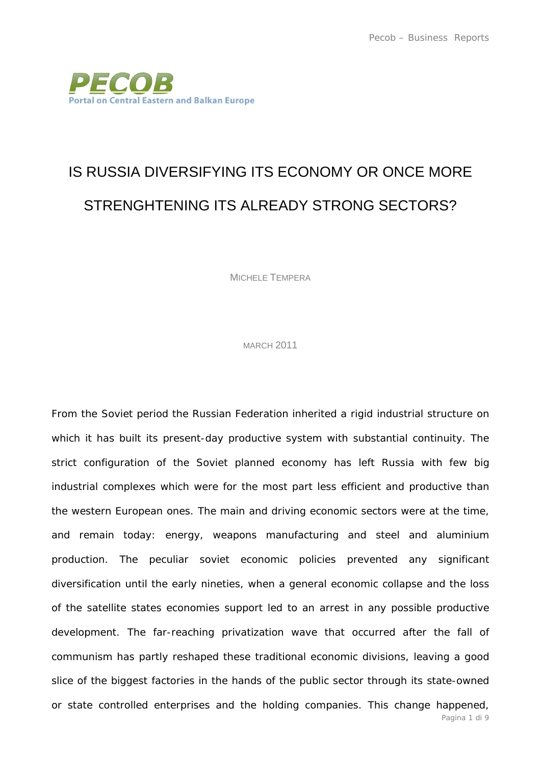# IS RUSSIA DIVERSIFYING ITS ECONOMY OR ONCE MORE STRENGHTENING ITS ALREADY STRONG SECTORS?

MICHELE TEMPERA

MARCH 2011

From the Soviet period the Russian Federation inherited a rigid industrial structure on which it has built its present-day productive system with substantial continuity. The strict configuration of the Soviet planned economy has left Russia with few big industrial complexes which were for the most part less efficient and productive than the western European ones. The main and driving economic sectors were at the time, and remain today: energy, weapons manufacturing and steel and aluminium production. The peculiar soviet economic policies prevented any significant diversification until the early nineties, when a general economic collapse and the loss of the satellite states economies support led to an arrest in any possible productive development. The far-reaching privatization wave that occurred after the fall of communism has partly reshaped these traditional economic divisions, leaving a good slice of the biggest factories in the hands of the public sector through its state-owned or state controlled enterprises and the holding companies. This change happened,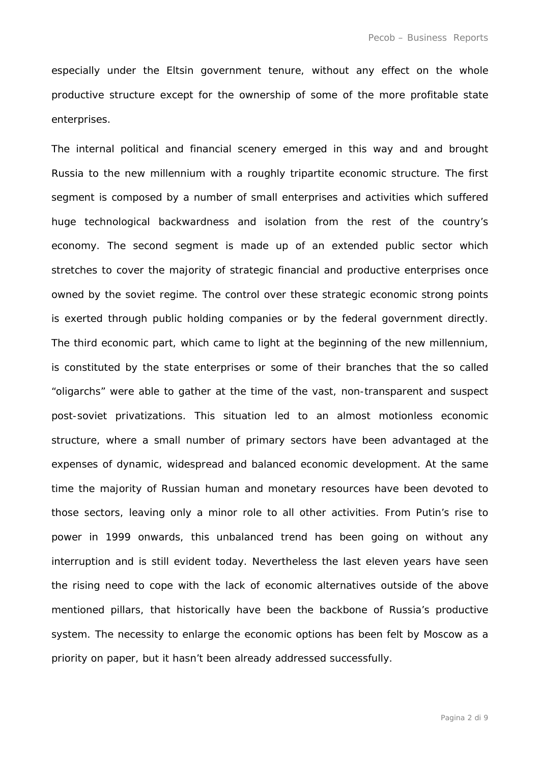especially under the Eltsin government tenure, without any effect on the whole productive structure except for the ownership of some of the more profitable state enterprises.

The internal political and financial scenery emerged in this way and and brought Russia to the new millennium with a roughly tripartite economic structure. The first segment is composed by a number of small enterprises and activities which suffered huge technological backwardness and isolation from the rest of the country's economy. The second segment is made up of an extended public sector which stretches to cover the majority of strategic financial and productive enterprises once owned by the soviet regime. The control over these strategic economic strong points is exerted through public holding companies or by the federal government directly. The third economic part, which came to light at the beginning of the new millennium, is constituted by the state enterprises or some of their branches that the so called "oligarchs" were able to gather at the time of the vast, non-transparent and suspect post-soviet privatizations. This situation led to an almost motionless economic structure, where a small number of primary sectors have been advantaged at the expenses of dynamic, widespread and balanced economic development. At the same time the majority of Russian human and monetary resources have been devoted to those sectors, leaving only a minor role to all other activities. From Putin's rise to power in 1999 onwards, this unbalanced trend has been going on without any interruption and is still evident today. Nevertheless the last eleven years have seen the rising need to cope with the lack of economic alternatives outside of the above mentioned pillars, that historically have been the backbone of Russia's productive system. The necessity to enlarge the economic options has been felt by Moscow as a priority on paper, but it hasn't been already addressed successfully.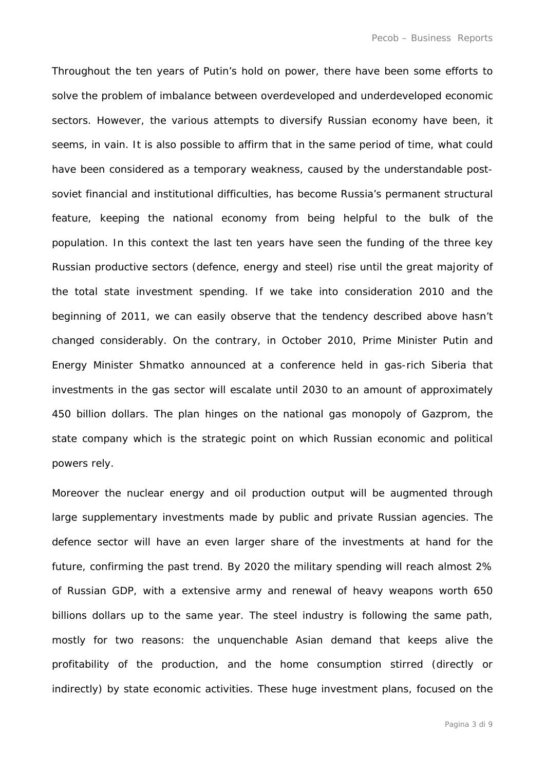Throughout the ten years of Putin's hold on power, there have been some efforts to solve the problem of imbalance between overdeveloped and underdeveloped economic sectors. However, the various attempts to diversify Russian economy have been, it seems, in vain. It is also possible to affirm that in the same period of time, what could have been considered as a temporary weakness, caused by the understandable post-soviet financial and institutional difficulties, has become Russia's permanent structural feature, keeping the national economy from being helpful to the bulk of the population. In this context the last ten years have seen the funding of the three key Russian productive sectors (defence, energy and steel) rise until the great majority of the total state investment spending. If we take into consideration 2010 and the beginning of 2011, we can easily observe that the tendency described above hasn't changed considerably. On the contrary, in October 2010, Prime Minister Putin and Energy Minister Shmatko announced at a conference held in gas-rich Siberia that investments in the gas sector will escalate until 2030 to an amount of approximately 450 billion dollars. The plan hinges on the national gas monopoly of Gazprom, the state company which is the strategic point on which Russian economic and political powers rely.

Moreover the nuclear energy and oil production output will be augmented through large supplementary investments made by public and private Russian agencies. The defence sector will have an even larger share of the investments at hand for the future, confirming the past trend. By 2020 the military spending will reach almost 2% of Russian GDP, with a extensive army and renewal of heavy weapons worth 650 billions dollars up to the same year. The steel industry is following the same path, mostly for two reasons: the unquenchable Asian demand that keeps alive the profitability of the production, and the home consumption stirred (directly or indirectly) by state economic activities. These huge investment plans, focused on the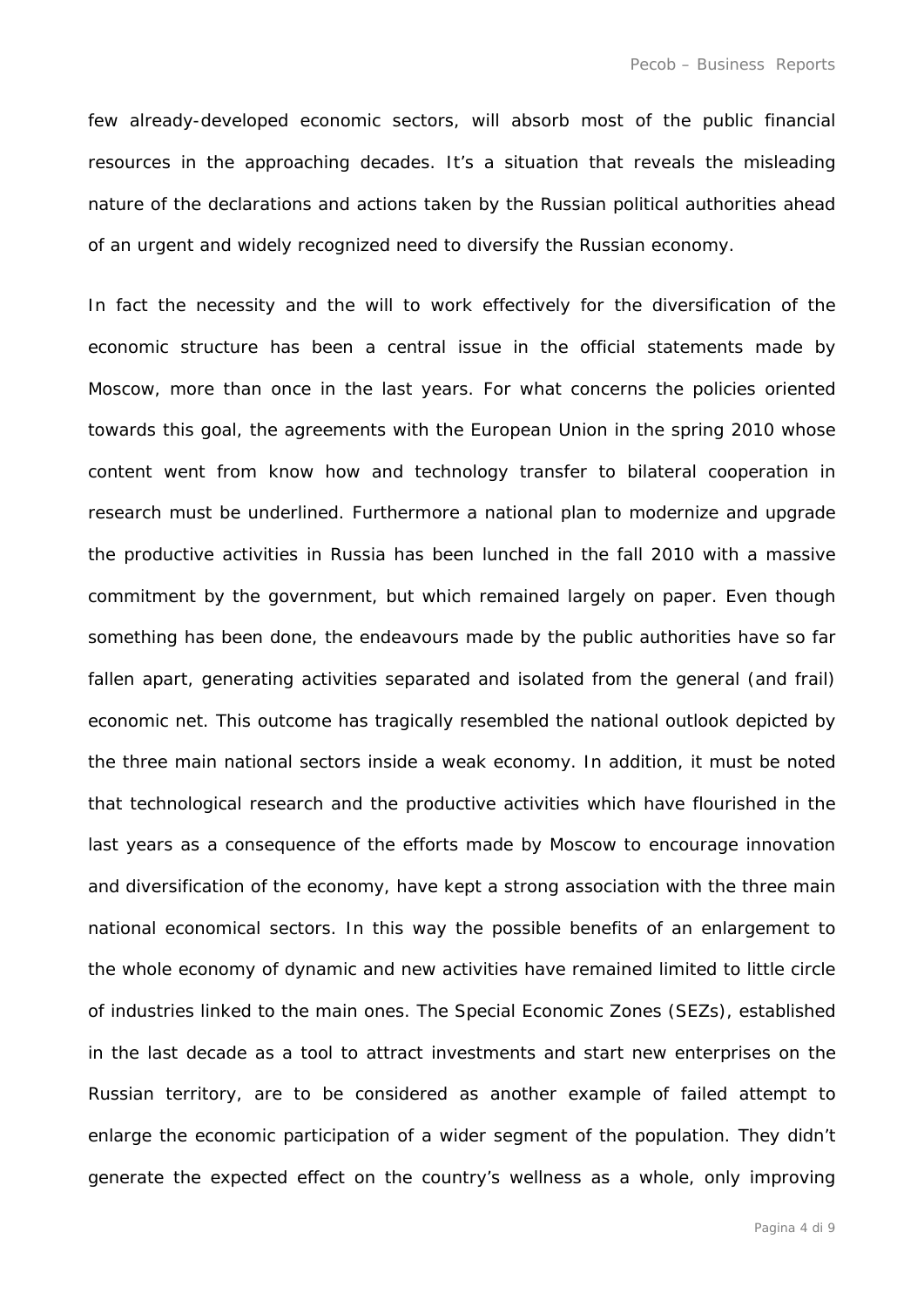few already-developed economic sectors, will absorb most of the public financial resources in the approaching decades. It's a situation that reveals the misleading nature of the declarations and actions taken by the Russian political authorities ahead of an urgent and widely recognized need to diversify the Russian economy.

In fact the necessity and the will to work effectively for the diversification of the economic structure has been a central issue in the official statements made by Moscow, more than once in the last years. For what concerns the policies oriented towards this goal, the agreements with the European Union in the spring 2010 whose content went from know how and technology transfer to bilateral cooperation in research must be underlined. Furthermore a national plan to modernize and upgrade the productive activities in Russia has been lunched in the fall 2010 with a massive commitment by the government, but which remained largely on paper. Even though something has been done, the endeavours made by the public authorities have so far fallen apart, generating activities separated and isolated from the general (and frail) economic net. This outcome has tragically resembled the national outlook depicted by the three main national sectors inside a weak economy. In addition, it must be noted that technological research and the productive activities which have flourished in the last years as a consequence of the efforts made by Moscow to encourage innovation and diversification of the economy, have kept a strong association with the three main national economical sectors. In this way the possible benefits of an enlargement to the whole economy of dynamic and new activities have remained limited to little circle of industries linked to the main ones. The Special Economic Zones (SEZs), established in the last decade as a tool to attract investments and start new enterprises on the Russian territory, are to be considered as another example of failed attempt to enlarge the economic participation of a wider segment of the population. They didn't generate the expected effect on the country's wellness as a whole, only improving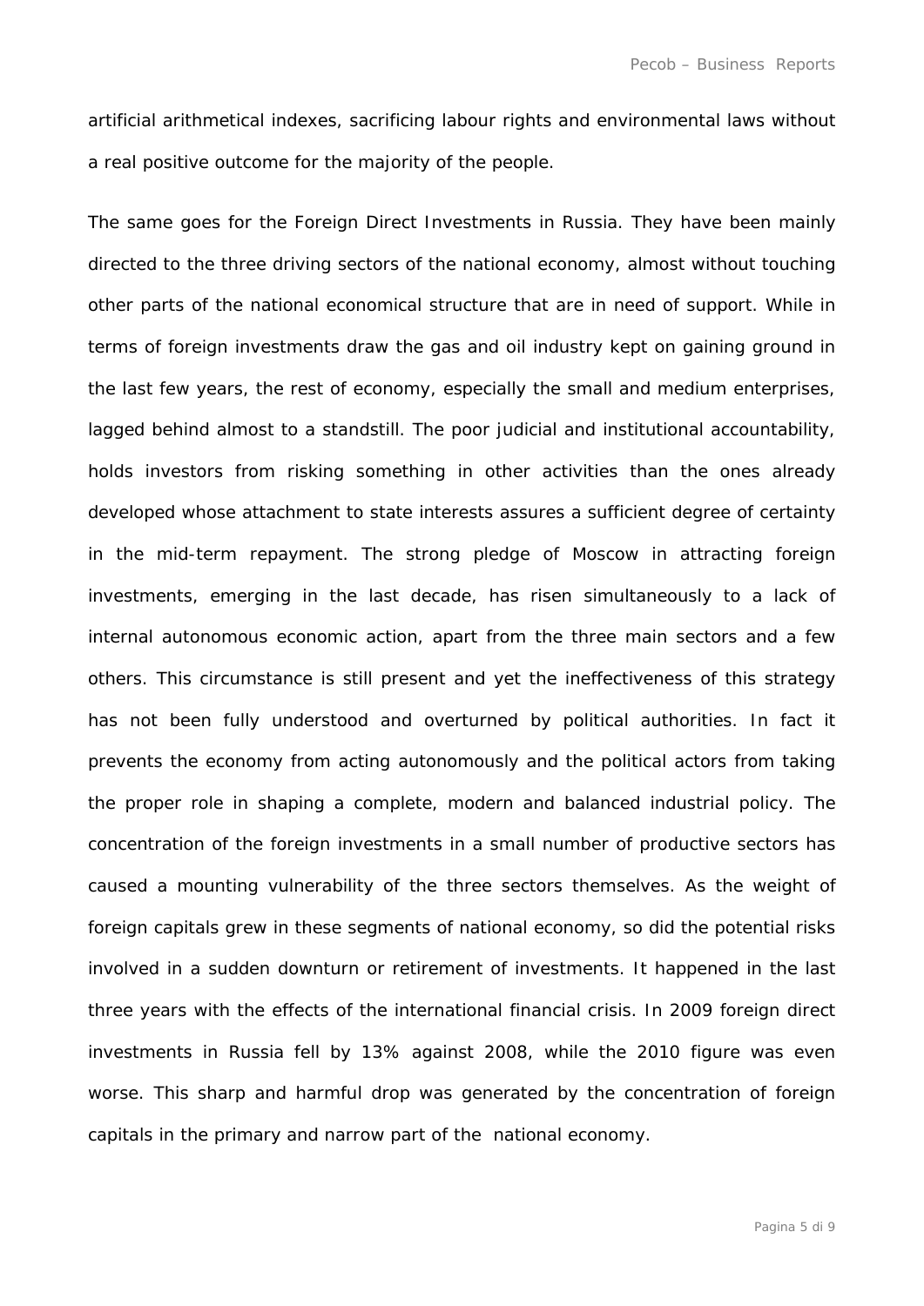artificial arithmetical indexes, sacrificing labour rights and environmental laws without a real positive outcome for the majority of the people.

The same goes for the Foreign Direct Investments in Russia. They have been mainly directed to the three driving sectors of the national economy, almost without touching other parts of the national economical structure that are in need of support. While in terms of foreign investments draw the gas and oil industry kept on gaining ground in the last few years, the rest of economy, especially the small and medium enterprises, lagged behind almost to a standstill. The poor judicial and institutional accountability, holds investors from risking something in other activities than the ones already developed whose attachment to state interests assures a sufficient degree of certainty in the mid-term repayment. The strong pledge of Moscow in attracting foreign investments, emerging in the last decade, has risen simultaneously to a lack of internal autonomous economic action, apart from the three main sectors and a few others. This circumstance is still present and yet the ineffectiveness of this strategy has not been fully understood and overturned by political authorities. In fact it prevents the economy from acting autonomously and the political actors from taking the proper role in shaping a complete, modern and balanced industrial policy. The concentration of the foreign investments in a small number of productive sectors has caused a mounting vulnerability of the three sectors themselves. As the weight of foreign capitals grew in these segments of national economy, so did the potential risks involved in a sudden downturn or retirement of investments. It happened in the last three years with the effects of the international financial crisis. In 2009 foreign direct investments in Russia fell by 13% against 2008, while the 2010 figure was even worse. This sharp and harmful drop was generated by the concentration of foreign capitals in the primary and narrow part of the national economy.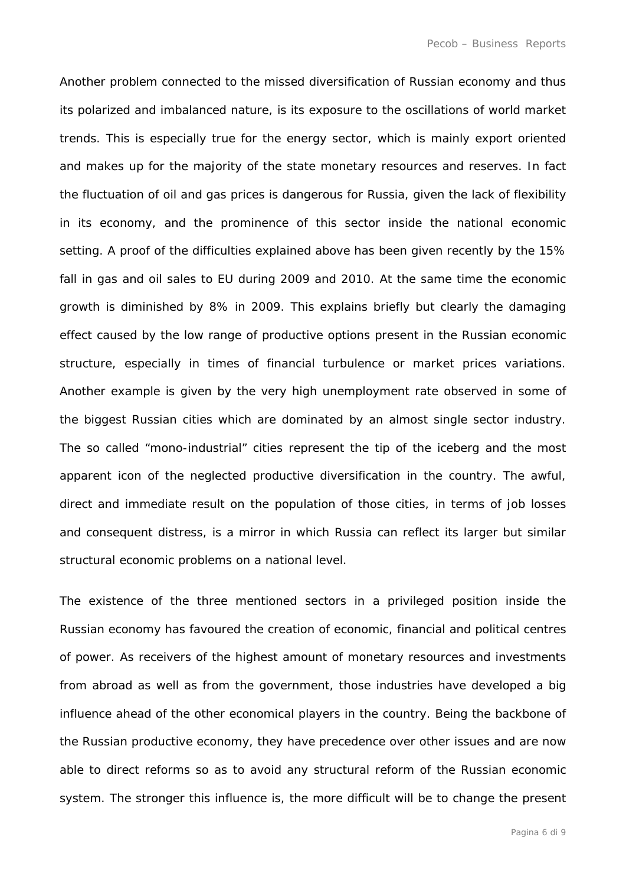Another problem connected to the missed diversification of Russian economy and thus its polarized and imbalanced nature, is its exposure to the oscillations of world market trends. This is especially true for the energy sector, which is mainly export oriented and makes up for the majority of the state monetary resources and reserves. In fact the fluctuation of oil and gas prices is dangerous for Russia, given the lack of flexibility in its economy, and the prominence of this sector inside the national economic setting. A proof of the difficulties explained above has been given recently by the 15% fall in gas and oil sales to EU during 2009 and 2010. At the same time the economic growth is diminished by 8% in 2009. This explains briefly but clearly the damaging effect caused by the low range of productive options present in the Russian economic structure, especially in times of financial turbulence or market prices variations. Another example is given by the very high unemployment rate observed in some of the biggest Russian cities which are dominated by an almost single sector industry. The so called "mono-industrial" cities represent the tip of the iceberg and the most apparent icon of the neglected productive diversification in the country. The awful, direct and immediate result on the population of those cities, in terms of job losses and consequent distress, is a mirror in which Russia can reflect its larger but similar structural economic problems on a national level.

The existence of the three mentioned sectors in a privileged position inside the Russian economy has favoured the creation of economic, financial and political centres of power. As receivers of the highest amount of monetary resources and investments from abroad as well as from the government, those industries have developed a big influence ahead of the other economical players in the country. Being the backbone of the Russian productive economy, they have precedence over other issues and are now able to direct reforms so as to avoid any structural reform of the Russian economic system. The stronger this influence is, the more difficult will be to change the present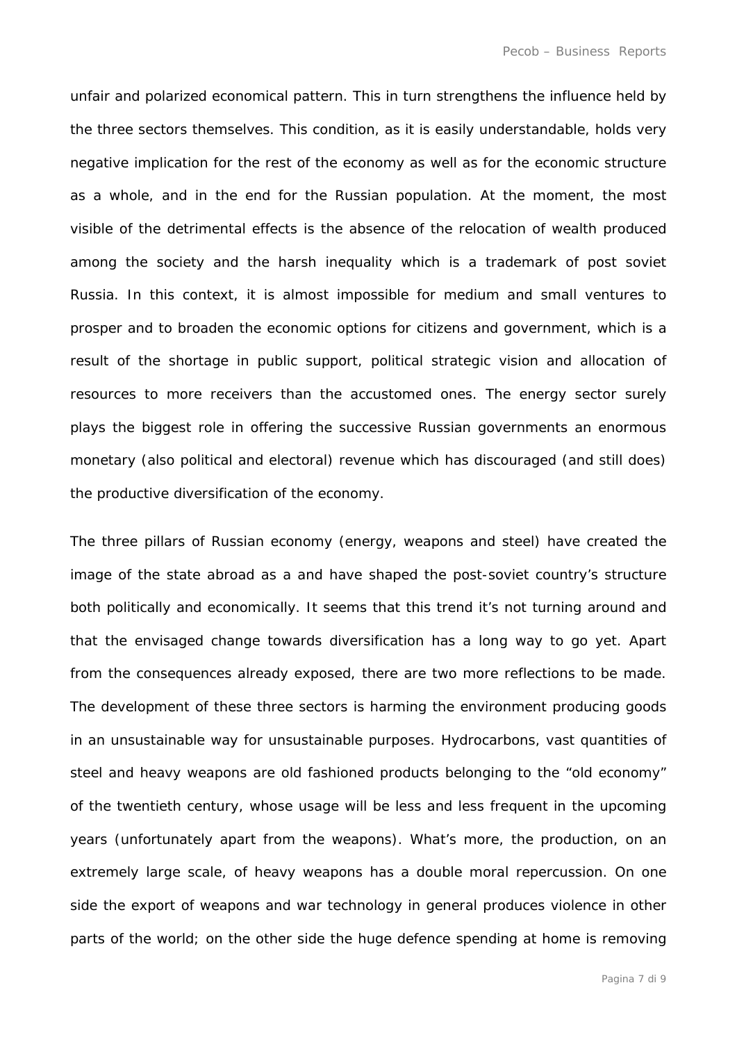unfair and polarized economical pattern. This in turn strengthens the influence held by the three sectors themselves. This condition, as it is easily understandable, holds very negative implication for the rest of the economy as well as for the economic structure as a whole, and in the end for the Russian population. At the moment, the most visible of the detrimental effects is the absence of the relocation of wealth produced among the society and the harsh inequality which is a trademark of post soviet Russia. In this context, it is almost impossible for medium and small ventures to prosper and to broaden the economic options for citizens and government, which is a result of the shortage in public support, political strategic vision and allocation of resources to more receivers than the accustomed ones. The energy sector surely plays the biggest role in offering the successive Russian governments an enormous monetary (also political and electoral) revenue which has discouraged (and still does) the productive diversification of the economy.

The three pillars of Russian economy (energy, weapons and steel) have created the image of the state abroad as a and have shaped the post-soviet country's structure both politically and economically. It seems that this trend it's not turning around and that the envisaged change towards diversification has a long way to go yet. Apart from the consequences already exposed, there are two more reflections to be made. The development of these three sectors is harming the environment producing goods in an unsustainable way for unsustainable purposes. Hydrocarbons, vast quantities of steel and heavy weapons are old fashioned products belonging to the "old economy" of the twentieth century, whose usage will be less and less frequent in the upcoming years (unfortunately apart from the weapons). What's more, the production, on an extremely large scale, of heavy weapons has a double moral repercussion. On one side the export of weapons and war technology in general produces violence in other parts of the world; on the other side the huge defence spending at home is removing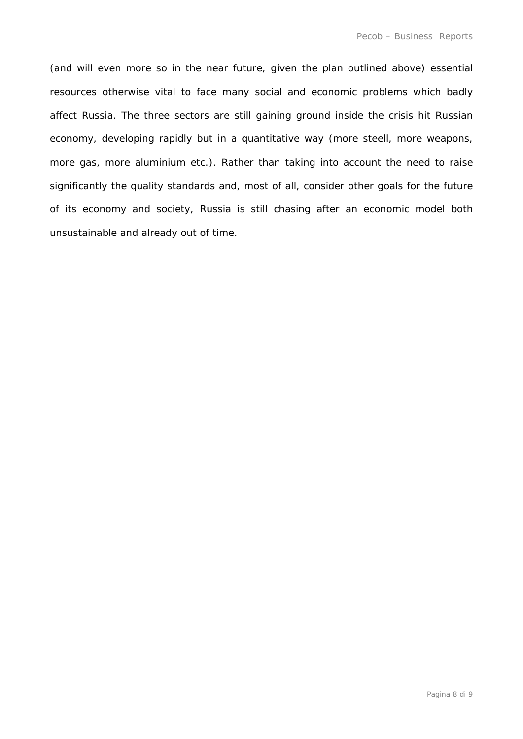(and will even more so in the near future, given the plan outlined above) essential resources otherwise vital to face many social and economic problems which badly affect Russia. The three sectors are still gaining ground inside the crisis hit Russian economy, developing rapidly but in a quantitative way (more steell, more weapons, more gas, more aluminium etc.). Rather than taking into account the need to raise significantly the quality standards and, most of all, consider other goals for the future of its economy and society, Russia is still chasing after an economic model both unsustainable and already out of time.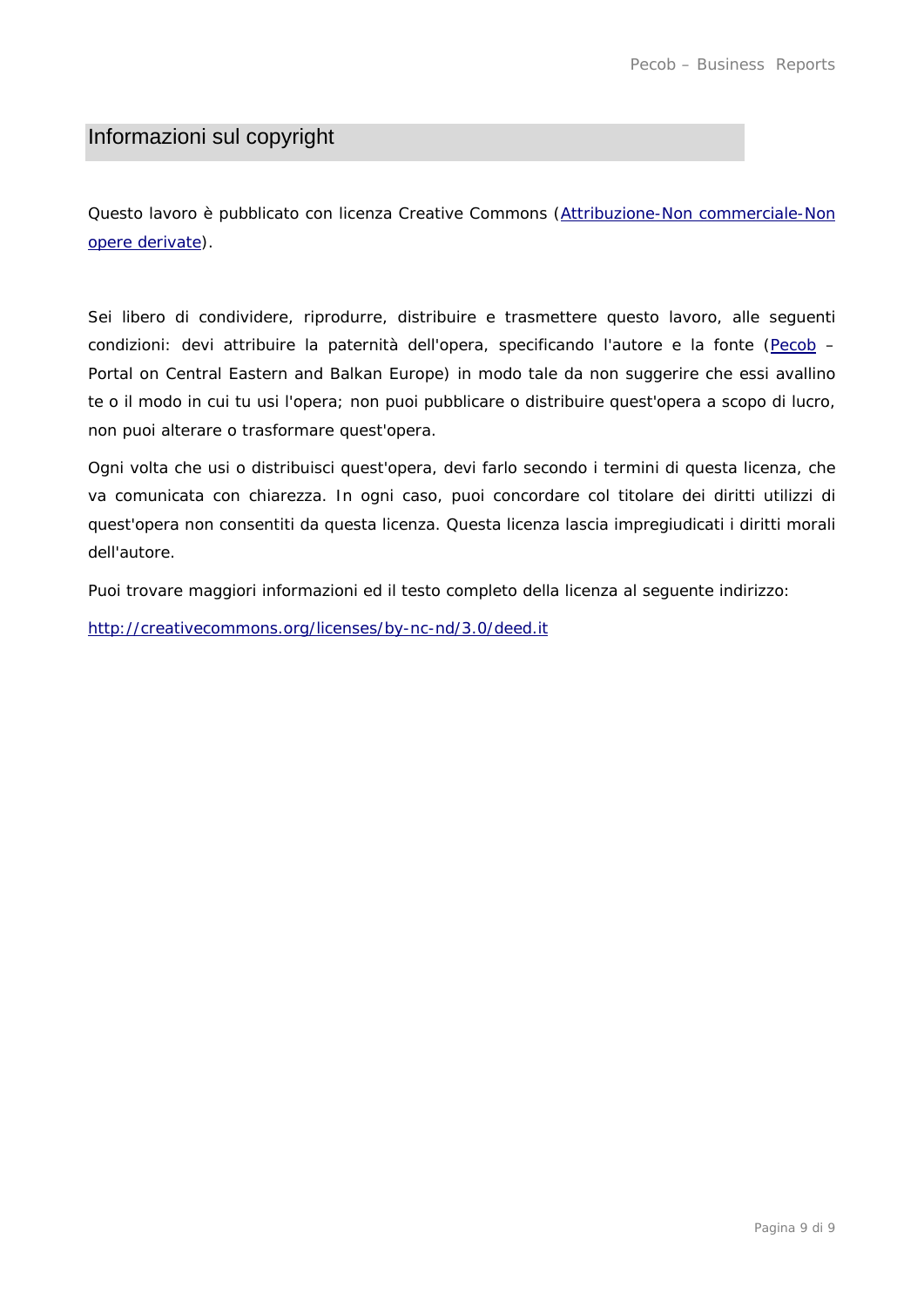## Informazioni sul copyright

Questo lavoro è pubblicato con licenza Creative Commons (Attribuzione-Non commerciale-Non opere derivate).

Sei libero di condividere, riprodurre, distribuire e trasmettere questo lavoro, alle seguenti condizioni: devi attribuire la paternità dell'opera, specificando l'autore e la fonte (Pecob – Portal on Central Eastern and Balkan Europe) in modo tale da non suggerire che essi avallino te o il modo in cui tu usi l'opera; non puoi pubblicare o distribuire quest'opera a scopo di lucro, non puoi alterare o trasformare quest'opera.

Ogni volta che usi o distribuisci quest'opera, devi farlo secondo i termini di questa licenza, che va comunicata con chiarezza. In ogni caso, puoi concordare col titolare dei diritti utilizzi di quest'opera non consentiti da questa licenza. Questa licenza lascia impregiudicati i diritti morali dell'autore.

Puoi trovare maggiori informazioni ed il testo completo della licenza al seguente indirizzo:

http://creativecommons.org/licenses/by-nc-nd/3.0/deed.it